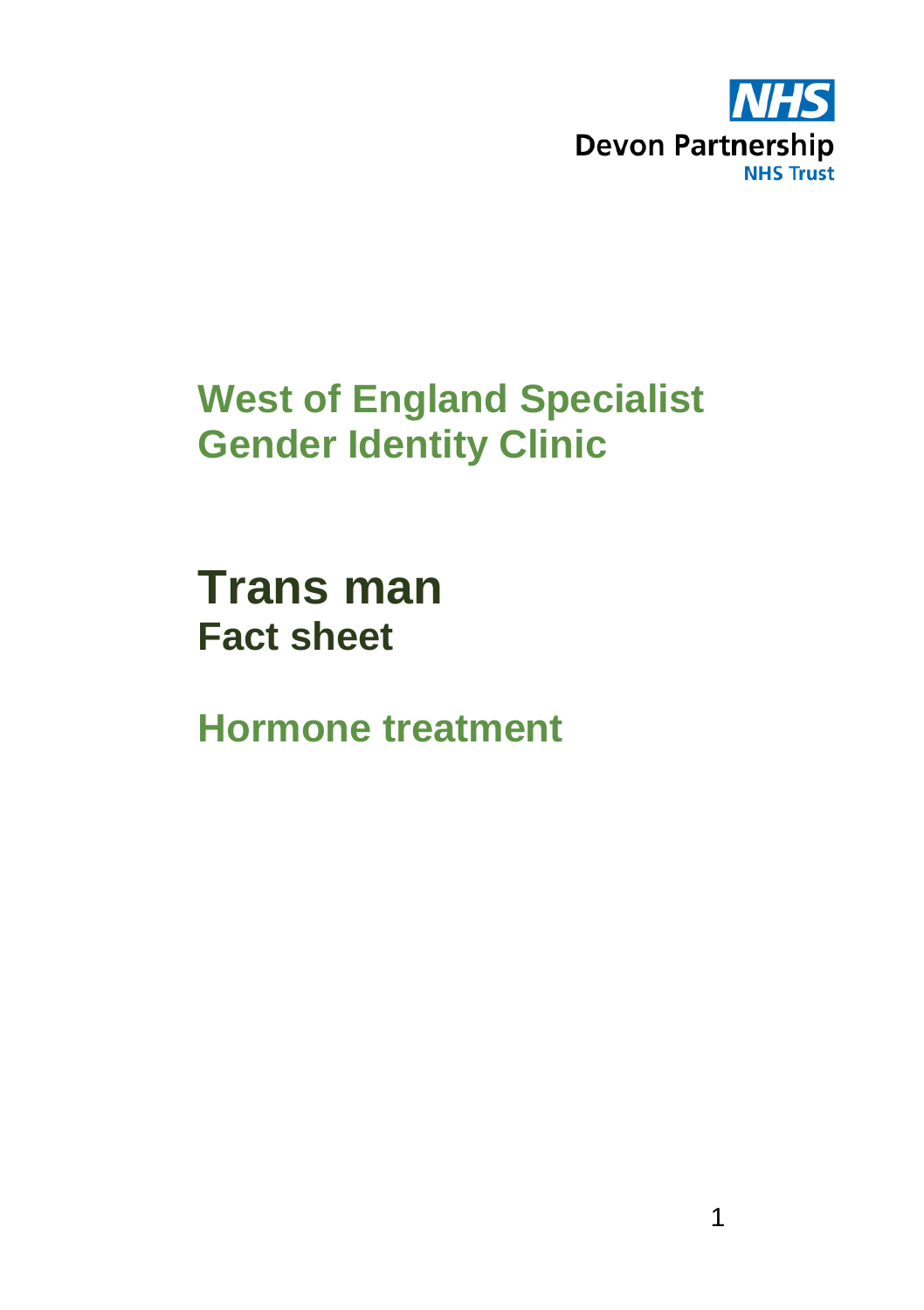NHS

Devon Partnership
NHS Trust

# West of England Specialist Gender Identity Clinic

# Trans man
## Fact sheet

## Hormone treatment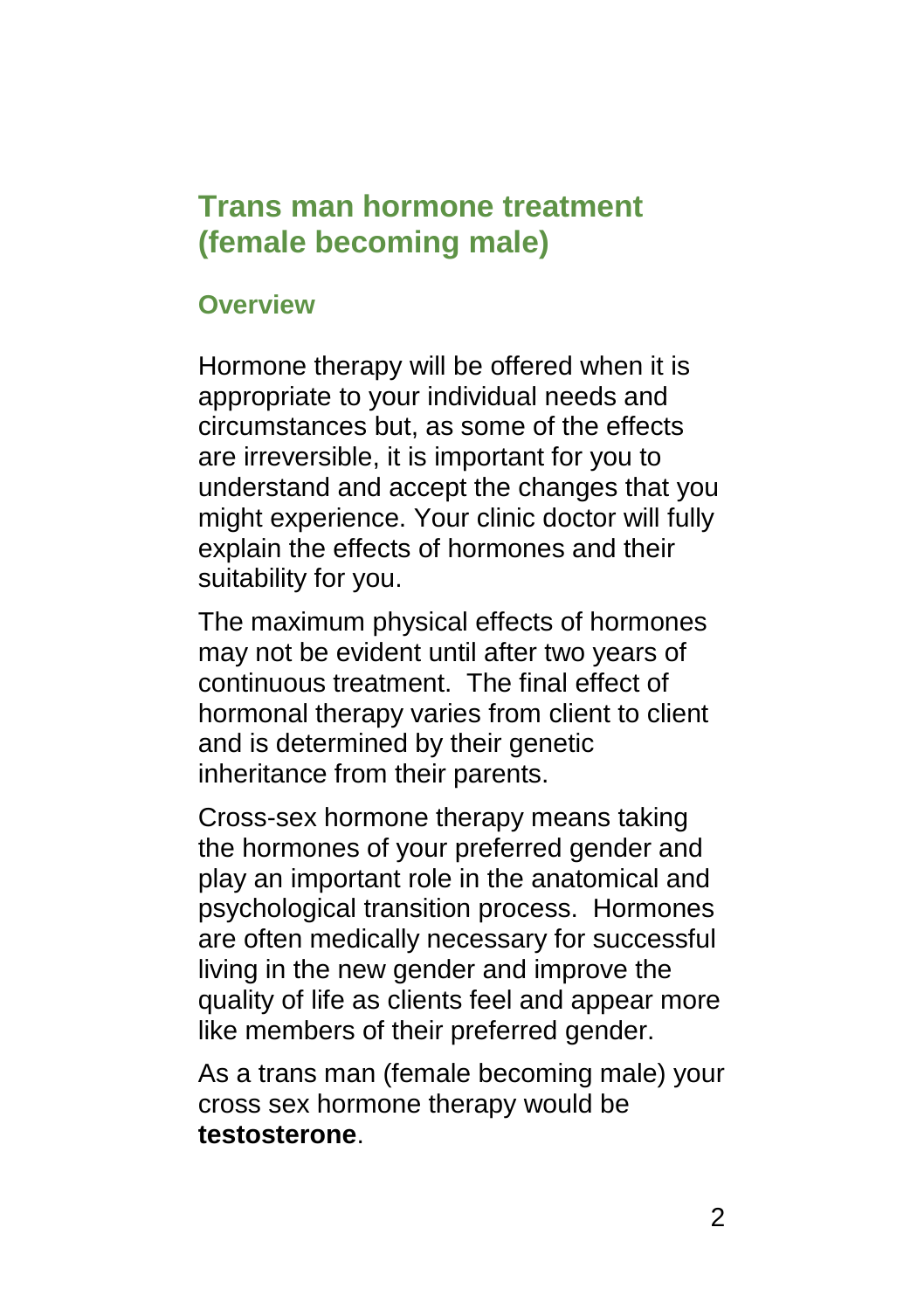## Trans man hormone treatment (female becoming male)

### Overview

Hormone therapy will be offered when it is appropriate to your individual needs and circumstances but, as some of the effects are irreversible, it is important for you to understand and accept the changes that you might experience. Your clinic doctor will fully explain the effects of hormones and their suitability for you.

The maximum physical effects of hormones may not be evident until after two years of continuous treatment. The final effect of hormonal therapy varies from client to client and is determined by their genetic inheritance from their parents.

Cross-sex hormone therapy means taking the hormones of your preferred gender and play an important role in the anatomical and psychological transition process. Hormones are often medically necessary for successful living in the new gender and improve the quality of life as clients feel and appear more like members of their preferred gender.

As a trans man (female becoming male) your cross sex hormone therapy would be **testosterone**.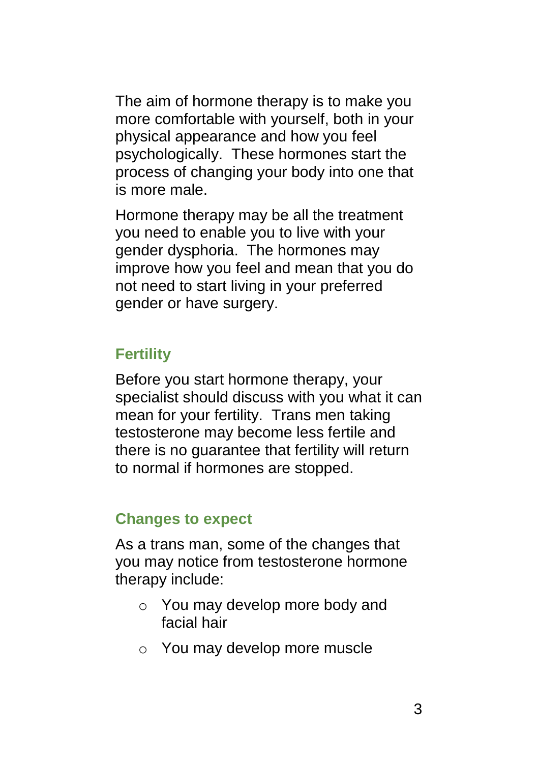The aim of hormone therapy is to make you more comfortable with yourself, both in your physical appearance and how you feel psychologically. These hormones start the process of changing your body into one that is more male.

Hormone therapy may be all the treatment you need to enable you to live with your gender dysphoria. The hormones may improve how you feel and mean that you do not need to start living in your preferred gender or have surgery.

## Fertility

Before you start hormone therapy, your specialist should discuss with you what it can mean for your fertility. Trans men taking testosterone may become less fertile and there is no guarantee that fertility will return to normal if hormones are stopped.

## Changes to expect

As a trans man, some of the changes that you may notice from testosterone hormone therapy include:

- You may develop more body and facial hair
- You may develop more muscle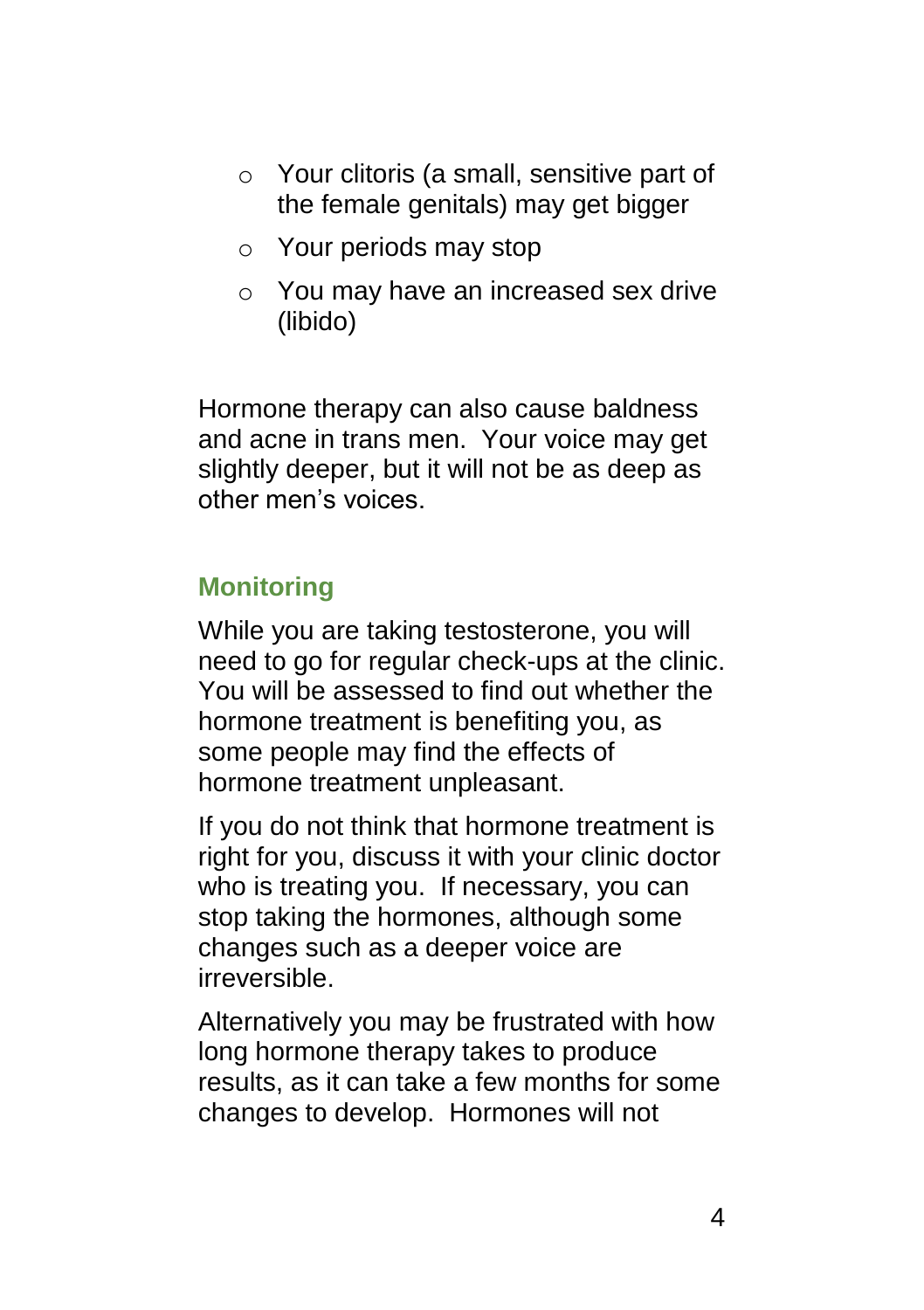- Your clitoris (a small, sensitive part of the female genitals) may get bigger
- Your periods may stop
- You may have an increased sex drive (libido)

Hormone therapy can also cause baldness and acne in trans men. Your voice may get slightly deeper, but it will not be as deep as other men's voices.

## Monitoring

While you are taking testosterone, you will need to go for regular check-ups at the clinic. You will be assessed to find out whether the hormone treatment is benefiting you, as some people may find the effects of hormone treatment unpleasant.

If you do not think that hormone treatment is right for you, discuss it with your clinic doctor who is treating you. If necessary, you can stop taking the hormones, although some changes such as a deeper voice are irreversible.

Alternatively you may be frustrated with how long hormone therapy takes to produce results, as it can take a few months for some changes to develop. Hormones will not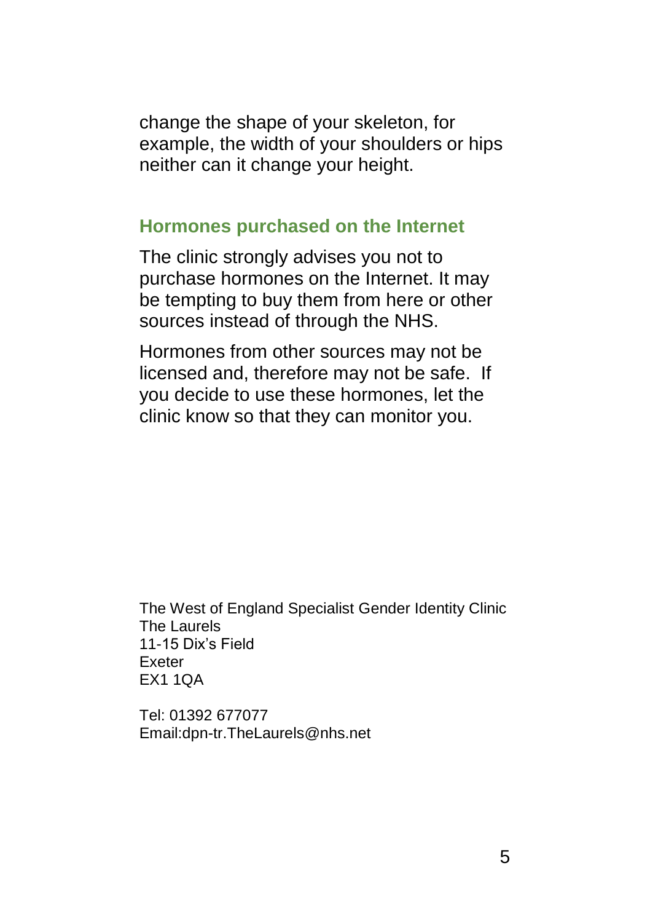change the shape of your skeleton, for example, the width of your shoulders or hips neither can it change your height.

## Hormones purchased on the Internet

The clinic strongly advises you not to purchase hormones on the Internet. It may be tempting to buy them from here or other sources instead of through the NHS.

Hormones from other sources may not be licensed and, therefore may not be safe. If you decide to use these hormones, let the clinic know so that they can monitor you.

The West of England Specialist Gender Identity Clinic
The Laurels
11-15 Dix's Field
Exeter
EX1 1QA

Tel: 01392 677077
Email:dpn-tr.TheLaurels@nhs.net